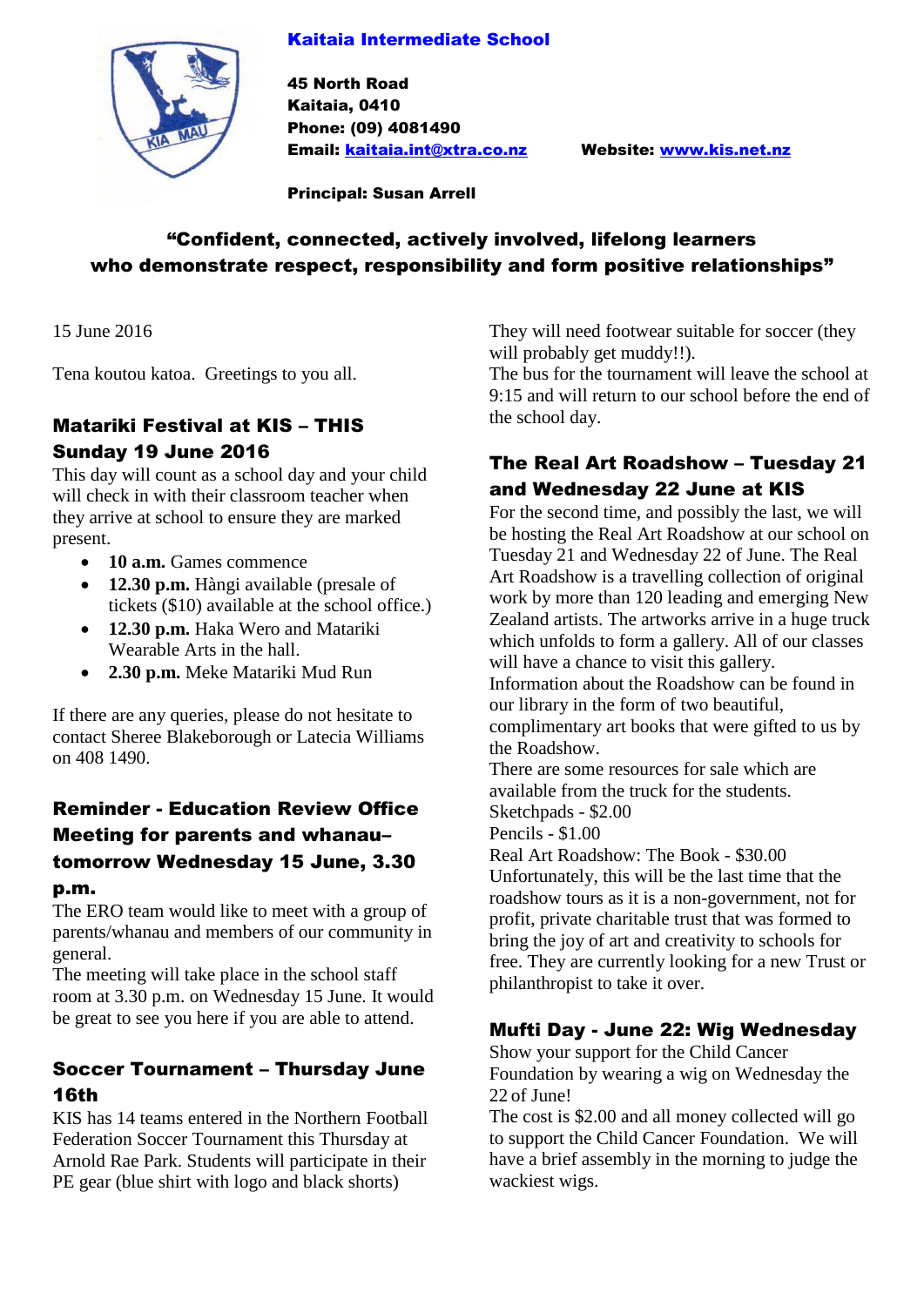**Kaitaia Intermediate School**

**45 North Road**
**Kaitaia, 0410**
**Phone: (09) 4081490**
**Email: [kaitaia.int@xtra.co.nz](mailto:kaitaia.int@xtra.co.nz)** **Website: [www.kis.net.nz](http://www.kis.net.nz)**

**Principal: Susan Arrell**

**"Confident, connected, actively involved, lifelong learners who demonstrate respect, responsibility and form positive relationships"**

15 June 2016

Tena koutou katoa. Greetings to you all.

## Matariki Festival at KIS – THIS Sunday 19 June 2016

This day will count as a school day and your child will check in with their classroom teacher when they arrive at school to ensure they are marked present.

- **10 a.m.** Games commence
- **12.30 p.m.** Hàngi available (presale of tickets ($10) available at the school office.)
- **12.30 p.m.** Haka Wero and Matariki Wearable Arts in the hall.
- **2.30 p.m.** Meke Matariki Mud Run

If there are any queries, please do not hesitate to contact Sheree Blakeborough or Latecia Williams on 408 1490.

## Reminder - Education Review Office Meeting for parents and whanau– tomorrow Wednesday 15 June, 3.30 p.m.

The ERO team would like to meet with a group of parents/whanau and members of our community in general.
The meeting will take place in the school staff room at 3.30 p.m. on Wednesday 15 June. It would be great to see you here if you are able to attend.

## Soccer Tournament – Thursday June 16th

KIS has 14 teams entered in the Northern Football Federation Soccer Tournament this Thursday at Arnold Rae Park. Students will participate in their PE gear (blue shirt with logo and black shorts) They will need footwear suitable for soccer (they will probably get muddy!!).
The bus for the tournament will leave the school at 9:15 and will return to our school before the end of the school day.

## The Real Art Roadshow – Tuesday 21 and Wednesday 22 June at KIS

For the second time, and possibly the last, we will be hosting the Real Art Roadshow at our school on Tuesday 21 and Wednesday 22 of June. The Real Art Roadshow is a travelling collection of original work by more than 120 leading and emerging New Zealand artists. The artworks arrive in a huge truck which unfolds to form a gallery. All of our classes will have a chance to visit this gallery.
Information about the Roadshow can be found in our library in the form of two beautiful, complimentary art books that were gifted to us by the Roadshow.
There are some resources for sale which are available from the truck for the students.
Sketchpads - $2.00
Pencils - $1.00
Real Art Roadshow: The Book - $30.00
Unfortunately, this will be the last time that the roadshow tours as it is a non-government, not for profit, private charitable trust that was formed to bring the joy of art and creativity to schools for free. They are currently looking for a new Trust or philanthropist to take it over.

## Mufti Day - June 22: Wig Wednesday

Show your support for the Child Cancer Foundation by wearing a wig on Wednesday the 22 of June!
The cost is $2.00 and all money collected will go to support the Child Cancer Foundation. We will have a brief assembly in the morning to judge the wackiest wigs.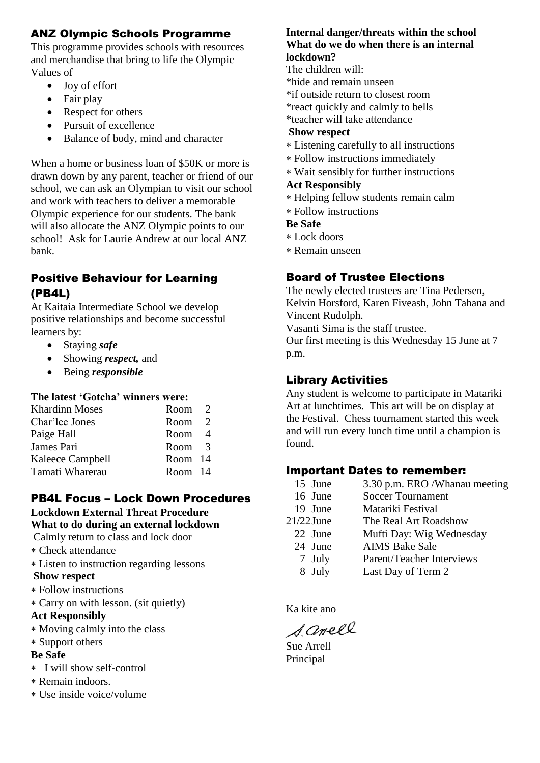## ANZ Olympic Schools Programme

This programme provides schools with resources and merchandise that bring to life the Olympic Values of

- Joy of effort
- Fair play
- Respect for others
- Pursuit of excellence
- Balance of body, mind and character

When a home or business loan of $50K or more is drawn down by any parent, teacher or friend of our school, we can ask an Olympian to visit our school and work with teachers to deliver a memorable Olympic experience for our students. The bank will also allocate the ANZ Olympic points to our school! Ask for Laurie Andrew at our local ANZ bank.

## Positive Behaviour for Learning (PB4L)

At Kaitaia Intermediate School we develop positive relationships and become successful learners by:

- Staying ***safe***
- Showing ***respect,*** and
- Being ***responsible***

**The latest 'Gotcha' winners were:**

| | |
|---|---|
| Khardinn Moses | Room 2 |
| Char'lee Jones | Room 2 |
| Paige Hall | Room 4 |
| James Pari | Room 3 |
| Kaleece Campbell | Room 14 |
| Tamati Wharerau | Room 14 |

## PB4L Focus – Lock Down Procedures

**Lockdown External Threat Procedure**
**What to do during an external lockdown**

Calmly return to class and lock door

- Check attendance
- Listen to instruction regarding lessons

**Show respect**

- Follow instructions
- Carry on with lesson. (sit quietly)

**Act Responsibly**

- Moving calmly into the class
- Support others

**Be Safe**

- I will show self-control
- Remain indoors.
- Use inside voice/volume

**Internal danger/threats within the school**
**What do we do when there is an internal lockdown?**

The children will:
*hide and remain unseen
*if outside return to closest room
*react quickly and calmly to bells
*teacher will take attendance

**Show respect**

- Listening carefully to all instructions
- Follow instructions immediately
- Wait sensibly for further instructions

**Act Responsibly**

- Helping fellow students remain calm
- Follow instructions

**Be Safe**

- Lock doors
- Remain unseen

## Board of Trustee Elections

The newly elected trustees are Tina Pedersen, Kelvin Horsford, Karen Fiveash, John Tahana and Vincent Rudolph.
Vasanti Sima is the staff trustee.
Our first meeting is this Wednesday 15 June at 7 p.m.

## Library Activities

Any student is welcome to participate in Matariki Art at lunchtimes. This art will be on display at the Festival. Chess tournament started this week and will run every lunch time until a champion is found.

## Important Dates to remember:

| | |
|---|---|
| 15 June | 3.30 p.m. ERO /Whanau meeting |
| 16 June | Soccer Tournament |
| 19 June | Matariki Festival |
| 21/22 June | The Real Art Roadshow |
| 22 June | Mufti Day: Wig Wednesday |
| 24 June | AIMS Bake Sale |
| 7 July | Parent/Teacher Interviews |
| 8 July | Last Day of Term 2 |

Ka kite ano

S Arell

Sue Arrell
Principal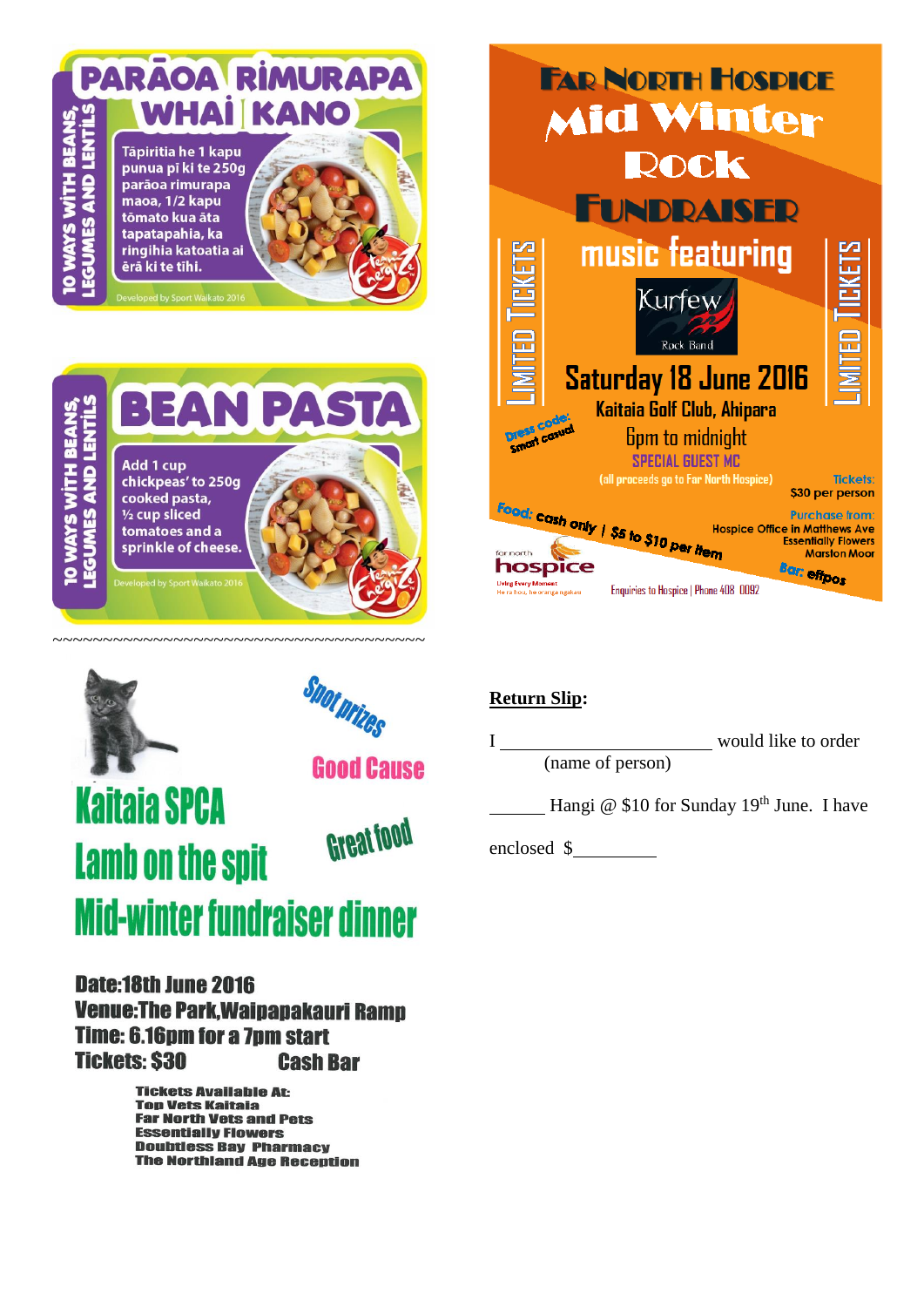**10 WAYS WITH BEANS, LEGUMES AND LENTILS**

# PARĀOA RĪMURAPA WHAĪ KANO

Tāpiritia he 1 kapu punua pī ki te 250g parāoa rimurapa maoa, 1/2 kapu tōmato kua āta tapatapahia, ka ringihia katoatia ai ērā ki te tīhi.

Developed by Sport Waikato 2016

**10 WAYS WITH BEANS, LEGUMES AND LENTILS**

# BEAN PASTA

Add 1 cup chickpeas' to 250g cooked pasta, ½ cup sliced tomatoes and a sprinkle of cheese.

Developed by Sport Waikato 2016

# Far North Hospice Mid Winter Rock Fundraiser

LIMITED TICKETS

music featuring

Kurfew

Rock Band

**Saturday 18 June 2016**

Kaitaia Golf Club, Ahipara

6pm to midnight

SPECIAL GUEST MC

(all proceeds go to Far North Hospice)

Dress code: Smart casual

Tickets: $30 per person

Purchase from: Hospice Office in Matthews Ave, Essentially Flowers, Marston Moor

Food: cash only | $5 to $10 per item

Bar: eftpos

far north hospice – Living Every Moment – He ra hou, he oranga ngakau

Enquiries to Hospice | Phone 408 0092

~~~~~~~~~~~~~~~~~~~~~~~~~~~~~~~~~~~~~~~~~~~

Spot prizes

Good Cause

Great food

# Kaitaia SPCA

# Lamb on the spit

# Mid-winter fundraiser dinner

**Date:18th June 2016**
**Venue:The Park,Waipapakauri Ramp**
**Time: 6.16pm for a 7pm start**
**Tickets: $30** **Cash Bar**

**Tickets Available At:**
**Top Vets Kaitaia**
**Far North Vets and Pets**
**Essentially Flowers**
**Doubtless Bay Pharmacy**
**The Northland Age Reception**

**Return Slip:**

I ______________________ would like to order
(name of person)

______ Hangi @ $10 for Sunday 19th June. I have enclosed $_________